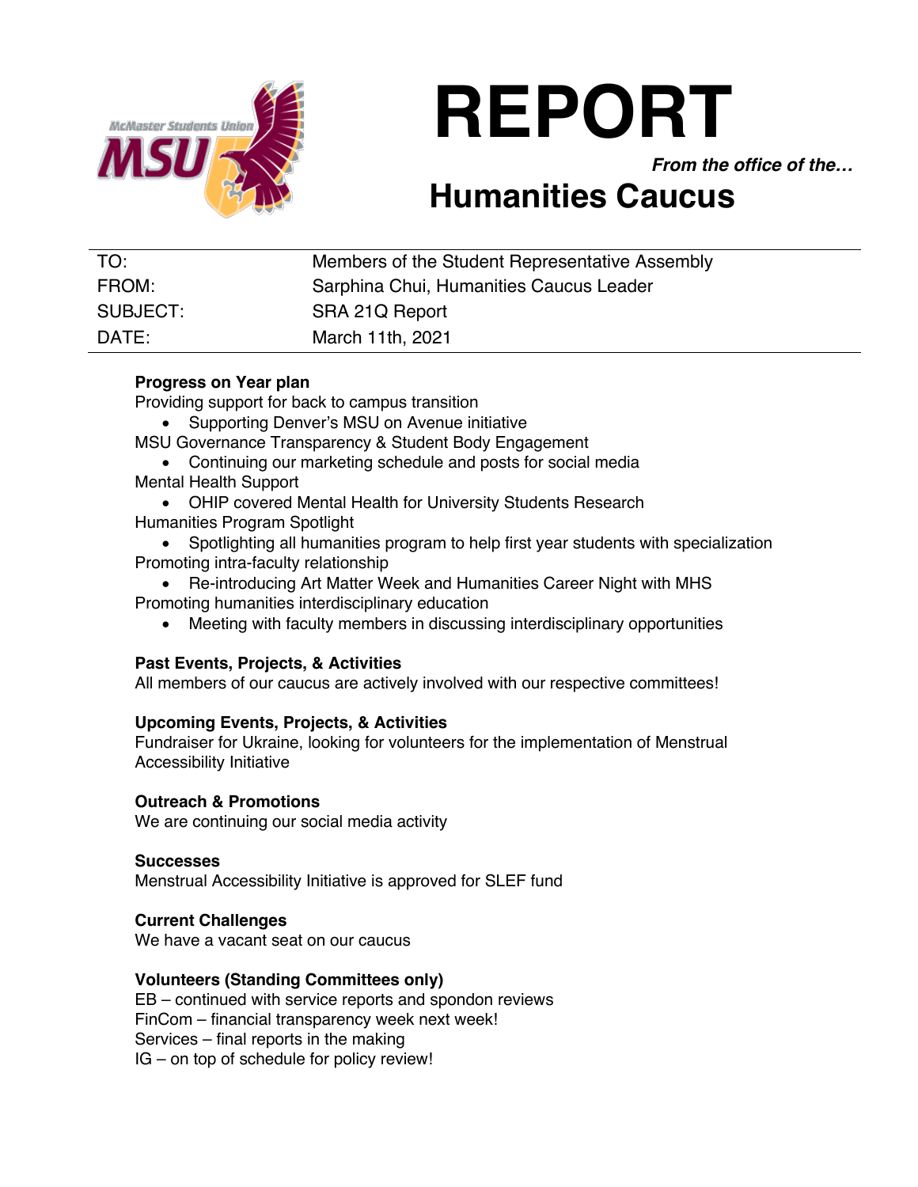# REPORT

***From the office of the…***

## Humanities Caucus

| | |
|---|---|
| TO: | Members of the Student Representative Assembly |
| FROM: | Sarphina Chui, Humanities Caucus Leader |
| SUBJECT: | SRA 21Q Report |
| DATE: | March 11th, 2021 |

**Progress on Year plan**

Providing support for back to campus transition

- Supporting Denver's MSU on Avenue initiative

MSU Governance Transparency & Student Body Engagement

- Continuing our marketing schedule and posts for social media

Mental Health Support

- OHIP covered Mental Health for University Students Research

Humanities Program Spotlight

- Spotlighting all humanities program to help first year students with specialization

Promoting intra-faculty relationship

- Re-introducing Art Matter Week and Humanities Career Night with MHS

Promoting humanities interdisciplinary education

- Meeting with faculty members in discussing interdisciplinary opportunities

**Past Events, Projects, & Activities**

All members of our caucus are actively involved with our respective committees!

**Upcoming Events, Projects, & Activities**

Fundraiser for Ukraine, looking for volunteers for the implementation of Menstrual Accessibility Initiative

**Outreach & Promotions**

We are continuing our social media activity

**Successes**

Menstrual Accessibility Initiative is approved for SLEF fund

**Current Challenges**

We have a vacant seat on our caucus

**Volunteers (Standing Committees only)**

EB – continued with service reports and spondon reviews
FinCom – financial transparency week next week!
Services – final reports in the making
IG – on top of schedule for policy review!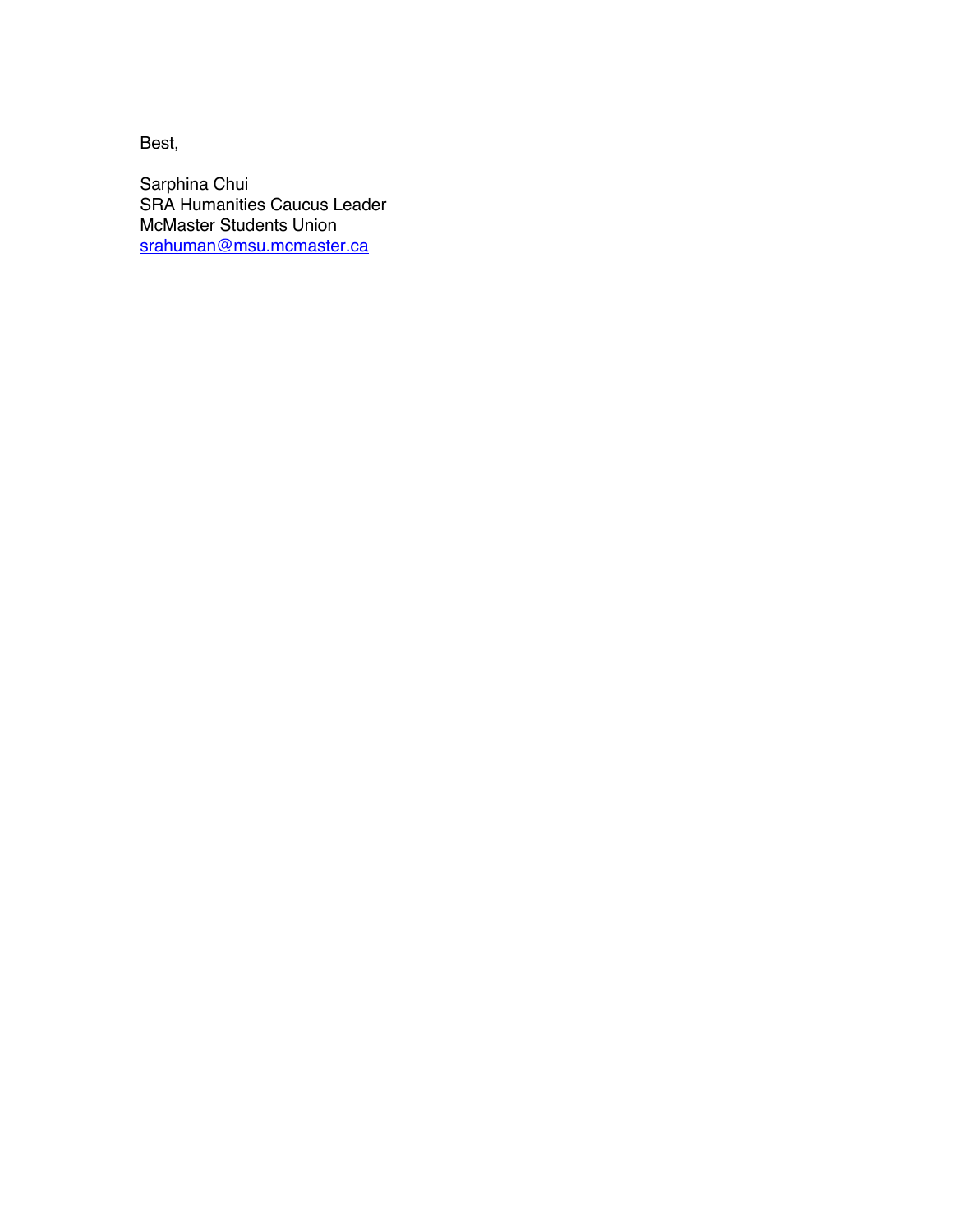Best,

Sarphina Chui
SRA Humanities Caucus Leader
McMaster Students Union
srahuman@msu.mcmaster.ca